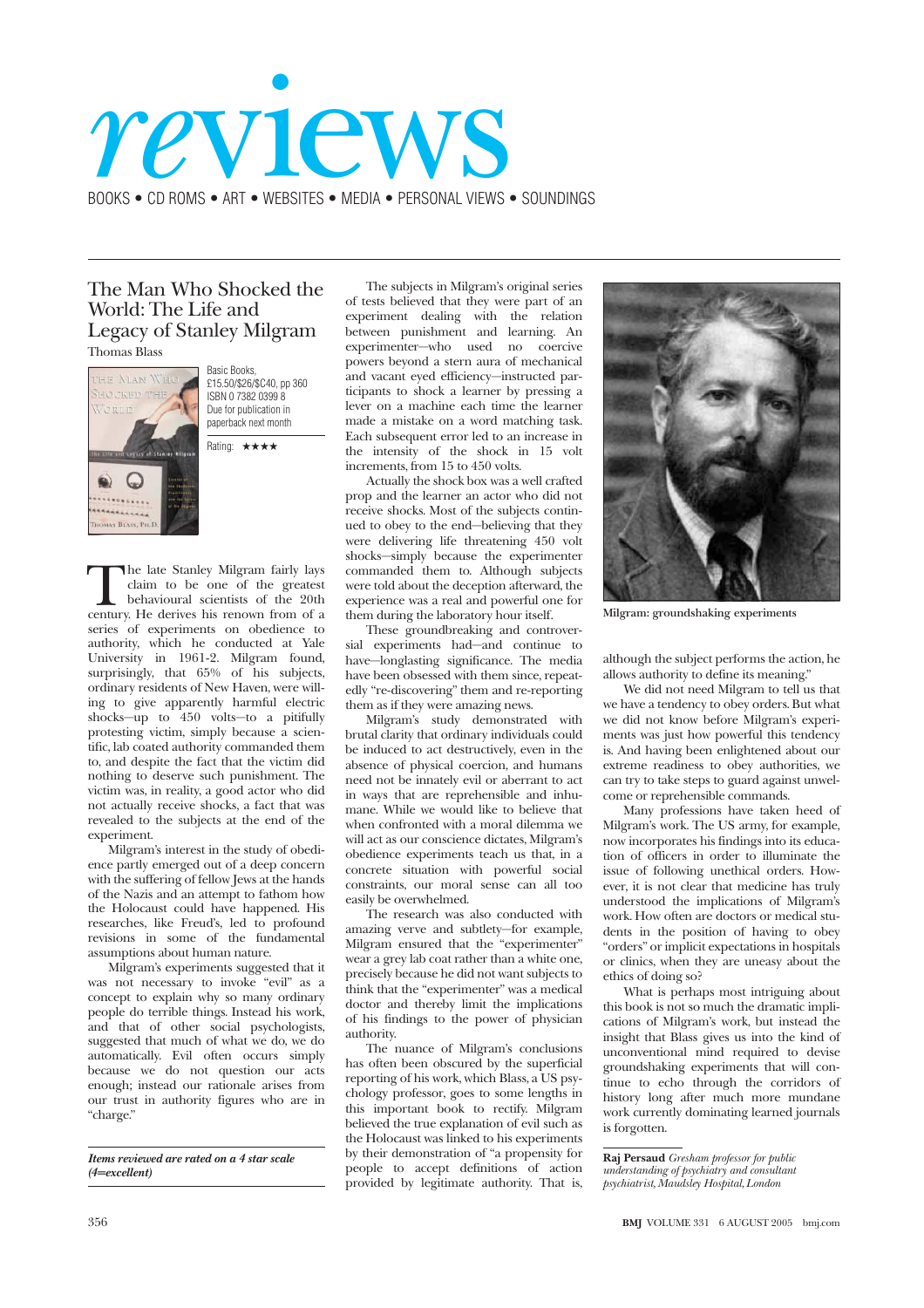# reviews

BOOKS • CD ROMS • ART • WEBSITES • MEDIA • PERSONAL VIEWS • SOUNDINGS

## The Man Who Shocked the World: The Life and Legacy of Stanley Milgram

Thomas Blass

Basic Books, £15.50/$26/$C40, pp 360
ISBN 0 7382 0399 8
Due for publication in paperback next month

Rating: ★★★★

The late Stanley Milgram fairly lays claim to be one of the greatest behavioural scientists of the 20th century. He derives his renown from of a series of experiments on obedience to authority, which he conducted at Yale University in 1961-2. Milgram found, surprisingly, that 65% of his subjects, ordinary residents of New Haven, were willing to give apparently harmful electric shocks—up to 450 volts—to a pitifully protesting victim, simply because a scientific, lab coated authority commanded them to, and despite the fact that the victim did nothing to deserve such punishment. The victim was, in reality, a good actor who did not actually receive shocks, a fact that was revealed to the subjects at the end of the experiment.

Milgram's interest in the study of obedience partly emerged out of a deep concern with the suffering of fellow Jews at the hands of the Nazis and an attempt to fathom how the Holocaust could have happened. His researches, like Freud's, led to profound revisions in some of the fundamental assumptions about human nature.

Milgram's experiments suggested that it was not necessary to invoke "evil" as a concept to explain why so many ordinary people do terrible things. Instead his work, and that of other social psychologists, suggested that much of what we do, we do automatically. Evil often occurs simply because we do not question our acts enough; instead our rationale arises from our trust in authority figures who are in "charge."

*Items reviewed are rated on a 4 star scale (4=excellent)*

The subjects in Milgram's original series of tests believed that they were part of an experiment dealing with the relation between punishment and learning. An experimenter—who used no coercive powers beyond a stern aura of mechanical and vacant eyed efficiency—instructed participants to shock a learner by pressing a lever on a machine each time the learner made a mistake on a word matching task. Each subsequent error led to an increase in the intensity of the shock in 15 volt increments, from 15 to 450 volts.

Actually the shock box was a well crafted prop and the learner an actor who did not receive shocks. Most of the subjects continued to obey to the end—believing that they were delivering life threatening 450 volt shocks—simply because the experimenter commanded them to. Although subjects were told about the deception afterward, the experience was a real and powerful one for them during the laboratory hour itself.

These groundbreaking and controversial experiments had—and continue to have—longlasting significance. The media have been obsessed with them since, repeatedly "re-discovering" them and re-reporting them as if they were amazing news.

Milgram's study demonstrated with brutal clarity that ordinary individuals could be induced to act destructively, even in the absence of physical coercion, and humans need not be innately evil or aberrant to act in ways that are reprehensible and inhumane. While we would like to believe that when confronted with a moral dilemma we will act as our conscience dictates, Milgram's obedience experiments teach us that, in a concrete situation with powerful social constraints, our moral sense can all too easily be overwhelmed.

The research was also conducted with amazing verve and subtlety—for example, Milgram ensured that the "experimenter" wear a grey lab coat rather than a white one, precisely because he did not want subjects to think that the "experimenter" was a medical doctor and thereby limit the implications of his findings to the power of physician authority.

The nuance of Milgram's conclusions has often been obscured by the superficial reporting of his work, which Blass, a US psychology professor, goes to some lengths in this important book to rectify. Milgram believed the true explanation of evil such as the Holocaust was linked to his experiments by their demonstration of "a propensity for people to accept definitions of action provided by legitimate authority. That is, although the subject performs the action, he allows authority to define its meaning."

Milgram: groundshaking experiments

We did not need Milgram to tell us that we have a tendency to obey orders. But what we did not know before Milgram's experiments was just how powerful this tendency is. And having been enlightened about our extreme readiness to obey authorities, we can try to take steps to guard against unwelcome or reprehensible commands.

Many professions have taken heed of Milgram's work. The US army, for example, now incorporates his findings into its education of officers in order to illuminate the issue of following unethical orders. However, it is not clear that medicine has truly understood the implications of Milgram's work. How often are doctors or medical students in the position of having to obey "orders" or implicit expectations in hospitals or clinics, when they are uneasy about the ethics of doing so?

What is perhaps most intriguing about this book is not so much the dramatic implications of Milgram's work, but instead the insight that Blass gives us into the kind of unconventional mind required to devise groundshaking experiments that will continue to echo through the corridors of history long after much more mundane work currently dominating learned journals is forgotten.

**Raj Persaud** *Gresham professor for public understanding of psychiatry and consultant psychiatrist, Maudsley Hospital, London*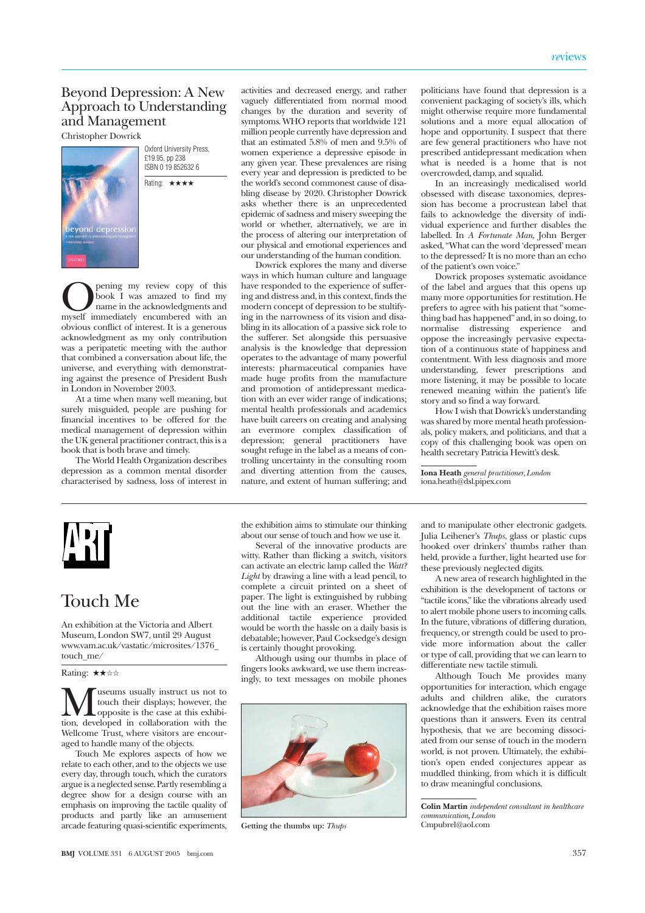## Beyond Depression: A New Approach to Understanding and Management

Christopher Dowrick

Oxford University Press, £19.95, pp 238
ISBN 0 19 852632 6

Rating: ★★★★

Opening my review copy of this book I was amazed to find my name in the acknowledgments and myself immediately encumbered with an obvious conflict of interest. It is a generous acknowledgment as my only contribution was a peripatetic meeting with the author that combined a conversation about life, the universe, and everything with demonstrating against the presence of President Bush in London in November 2003.

At a time when many well meaning, but surely misguided, people are pushing for financial incentives to be offered for the medical management of depression within the UK general practitioner contract, this is a book that is both brave and timely.

The World Health Organization describes depression as a common mental disorder characterised by sadness, loss of interest in activities and decreased energy, and rather vaguely differentiated from normal mood changes by the duration and severity of symptoms. WHO reports that worldwide 121 million people currently have depression and that an estimated 5.8% of men and 9.5% of women experience a depressive episode in any given year. These prevalences are rising every year and depression is predicted to be the world's second commonest cause of disabling disease by 2020. Christopher Dowrick asks whether there is an unprecedented epidemic of sadness and misery sweeping the world or whether, alternatively, we are in the process of altering our interpretation of our physical and emotional experiences and our understanding of the human condition.

Dowrick explores the many and diverse ways in which human culture and language have responded to the experience of suffering and distress and, in this context, finds the modern concept of depression to be stultifying in the narrowness of its vision and disabling in its allocation of a passive sick role to the sufferer. Set alongside this persuasive analysis is the knowledge that depression operates to the advantage of many powerful interests: pharmaceutical companies have made huge profits from the manufacture and promotion of antidepressant medication with an ever wider range of indications; mental health professionals and academics have built careers on creating and analysing an evermore complex classification of depression; general practitioners have sought refuge in the label as a means of controlling uncertainty in the consulting room and diverting attention from the causes, nature, and extent of human suffering; and politicians have found that depression is a convenient packaging of society's ills, which might otherwise require more fundamental solutions and a more equal allocation of hope and opportunity. I suspect that there are few general practitioners who have not prescribed antidepressant medication when what is needed is a home that is not overcrowded, damp, and squalid.

In an increasingly medicalised world obsessed with disease taxonomies, depression has become a procrustean label that fails to acknowledge the diversity of individual experience and further disables the labelled. In *A Fortunate Man*, John Berger asked, "What can the word 'depressed' mean to the depressed? It is no more than an echo of the patient's own voice."

Dowrick proposes systematic avoidance of the label and argues that this opens up many more opportunities for restitution. He prefers to agree with his patient that "something bad has happened" and, in so doing, to normalise distressing experience and oppose the increasingly pervasive expectation of a continuous state of happiness and contentment. With less diagnosis and more understanding, fewer prescriptions and more listening, it may be possible to locate renewed meaning within the patient's life story and so find a way forward.

How I wish that Dowrick's understanding was shared by more mental heath professionals, policy makers, and politicians, and that a copy of this challenging book was open on health secretary Patricia Hewitt's desk.

**Iona Heath** *general practitioner, London*
iona.heath@dsl.pipex.com

---

ART

## Touch Me

An exhibition at the Victoria and Albert Museum, London SW7, until 29 August
www.vam.ac.uk/vastatic/microsites/1376_touch_me/

Rating: ★★☆☆

Museums usually instruct us not to touch their displays; however, the opposite is the case at this exhibition, developed in collaboration with the Wellcome Trust, where visitors are encouraged to handle many of the objects.

Touch Me explores aspects of how we relate to each other, and to the objects we use every day, through touch, which the curators argue is a neglected sense. Partly resembling a degree show for a design course with an emphasis on improving the tactile quality of products and partly like an amusement arcade featuring quasi-scientific experiments, the exhibition aims to stimulate our thinking about our sense of touch and how we use it.

Several of the innovative products are witty. Rather than flicking a switch, visitors can activate an electric lamp called the *Watt? Light* by drawing a line with a lead pencil, to complete a circuit printed on a sheet of paper. The light is extinguished by rubbing out the line with an eraser. Whether the additional tactile experience provided would be worth the hassle on a daily basis is debatable; however, Paul Cocksedge's design is certainly thought provoking.

Although using our thumbs in place of fingers looks awkward, we use them increasingly, to text messages on mobile phones and to manipulate other electronic gadgets. Julia Leihener's *Thups*, glass or plastic cups hooked over drinkers' thumbs rather than held, provide a further, light hearted use for these previously neglected digits.

Getting the thumbs up: *Thups*

A new area of research highlighted in the exhibition is the development of tactons or "tactile icons," like the vibrations already used to alert mobile phone users to incoming calls. In the future, vibrations of differing duration, frequency, or strength could be used to provide more information about the caller or type of call, providing that we can learn to differentiate new tactile stimuli.

Although Touch Me provides many opportunities for interaction, which engage adults and children alike, the curators acknowledge that the exhibition raises more questions than it answers. Even its central hypothesis, that we are becoming dissociated from our sense of touch in the modern world, is not proven. Ultimately, the exhibition's open ended conjectures appear as muddled thinking, from which it is difficult to draw meaningful conclusions.

**Colin Martin** *independent consultant in healthcare communication, London*
Cmpubrel@aol.com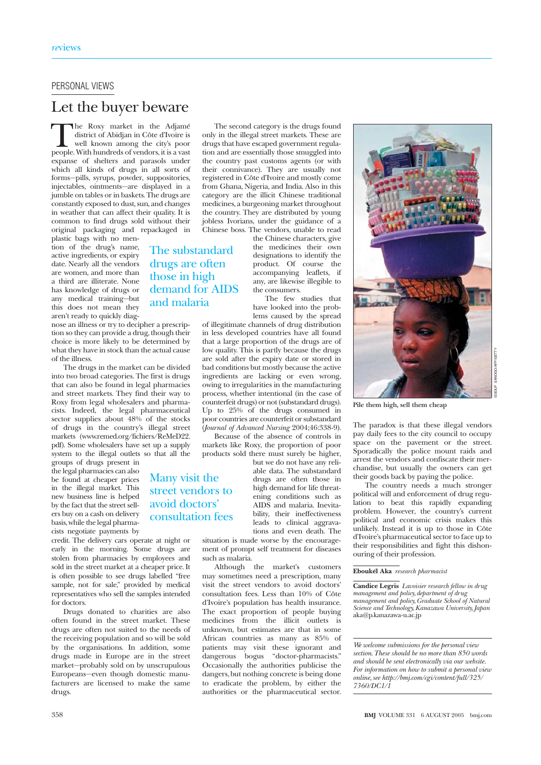PERSONAL VIEWS

# Let the buyer beware

The Roxy market in the Adjamé district of Abidjan in Côte d'Ivoire is well known among the city's poor people. With hundreds of vendors, it is a vast expanse of shelters and parasols under which all kinds of drugs in all sorts of forms—pills, syrups, powder, suppositories, injectables, ointments—are displayed in a jumble on tables or in baskets. The drugs are constantly exposed to dust, sun, and changes in weather that can affect their quality. It is common to find drugs sold without their original packaging and repackaged in plastic bags with no mention of the drug's name, active ingredients, or expiry date. Nearly all the vendors are women, and more than a third are illiterate. None has knowledge of drugs or any medical training—but this does not mean they aren't ready to quickly diagnose an illness or try to decipher a prescription so they can provide a drug, though their choice is more likely to be determined by what they have in stock than the actual cause of the illness.

The drugs in the market can be divided into two broad categories. The first is drugs that can also be found in legal pharmacies and street markets. They find their way to Roxy from legal wholesalers and pharmacists. Indeed, the legal pharmaceutical sector supplies about 48% of the stocks of drugs in the country's illegal street markets (www.remed.org/fichiers/ReMeD22.pdf). Some wholesalers have set up a supply system to the illegal outlets so that all the groups of drugs present in the legal pharmacies can also be found at cheaper prices in the illegal market. This new business line is helped by the fact that the street sellers buy on a cash on delivery basis, while the legal pharmacists negotiate payments by credit. The delivery cars operate at night or early in the morning. Some drugs are stolen from pharmacies by employees and sold in the street market at a cheaper price. It is often possible to see drugs labelled "free sample, not for sale," provided by medical representatives who sell the samples intended for doctors.

Drugs donated to charities are also often found in the street market. These drugs are often not suited to the needs of the receiving population and so will be sold by the organisations. In addition, some drugs made in Europe are in the street market—probably sold on by unscrupulous Europeans—even though domestic manufacturers are licensed to make the same drugs.

> The substandard drugs are often those in high demand for AIDS and malaria

The second category is the drugs found only in the illegal street markets. These are drugs that have escaped government regulation and are essentially those smuggled into the country past customs agents (or with their connivance). They are usually not registered in Côte d'Ivoire and mostly come from Ghana, Nigeria, and India. Also in this category are the illicit Chinese traditional medicines, a burgeoning market throughout the country. They are distributed by young jobless Ivorians, under the guidance of a Chinese boss. The vendors, unable to read the Chinese characters, give the medicines their own designations to identify the product. Of course the accompanying leaflets, if any, are likewise illegible to the consumers.

The few studies that have looked into the problems caused by the spread of illegitimate channels of drug distribution in less developed countries have all found that a large proportion of the drugs are of low quality. This is partly because the drugs are sold after the expiry date or stored in bad conditions but mostly because the active ingredients are lacking or even wrong, owing to irregularities in the manufacturing process, whether intentional (in the case of counterfeit drugs) or not (substandard drugs). Up to 25% of the drugs consumed in poor countries are counterfeit or substandard (*Journal of Advanced Nursing* 2004;46:338-9).

Because of the absence of controls in markets like Roxy, the proportion of poor products sold there must surely be higher, but we do not have any reliable data. The substandard drugs are often those in high demand for life threatening conditions such as AIDS and malaria. Inevitability, their ineffectiveness leads to clinical aggravations and even death. The situation is made worse by the encouragement of prompt self treatment for diseases such as malaria.

> Many visit the street vendors to avoid doctors' consultation fees

Although the market's customers may sometimes need a prescription, many visit the street vendors to avoid doctors' consultation fees. Less than 10% of Côte d'Ivoire's population has health insurance. The exact proportion of people buying medicines from the illicit outlets is unknown, but estimates are that in some African countries as many as 85% of patients may visit these ignorant and dangerous bogus "doctor-pharmacists." Occasionally the authorities publicise the dangers, but nothing concrete is being done to eradicate the problem, by either the authorities or the pharmaceutical sector.

Pile them high, sell them cheap

The paradox is that these illegal vendors pay daily fees to the city council to occupy space on the pavement or the street. Sporadically the police mount raids and arrest the vendors and confiscate their merchandise, but usually the owners can get their goods back by paying the police.

The country needs a much stronger political will and enforcement of drug regulation to beat this rapidly expanding problem. However, the country's current political and economic crisis makes this unlikely. Instead it is up to those in Côte d'Ivoire's pharmaceutical sector to face up to their responsibilities and fight this dishonouring of their profession.

**Eboukél Aka** *research pharmacist*

**Candice Legris** *Lavoisier research fellow in drug management and policy, department of drug management and policy, Graduate School of Natural Science and Technology, Kanazawa University, Japan*
aka@p.kanazawa-u.ac.jp

*We welcome submissions for the personal view section. These should be no more than 850 words and should be sent electronically via our website. For information on how to submit a personal view online, see http://bmj.com/cgi/content/full/325/7360/DC1/1*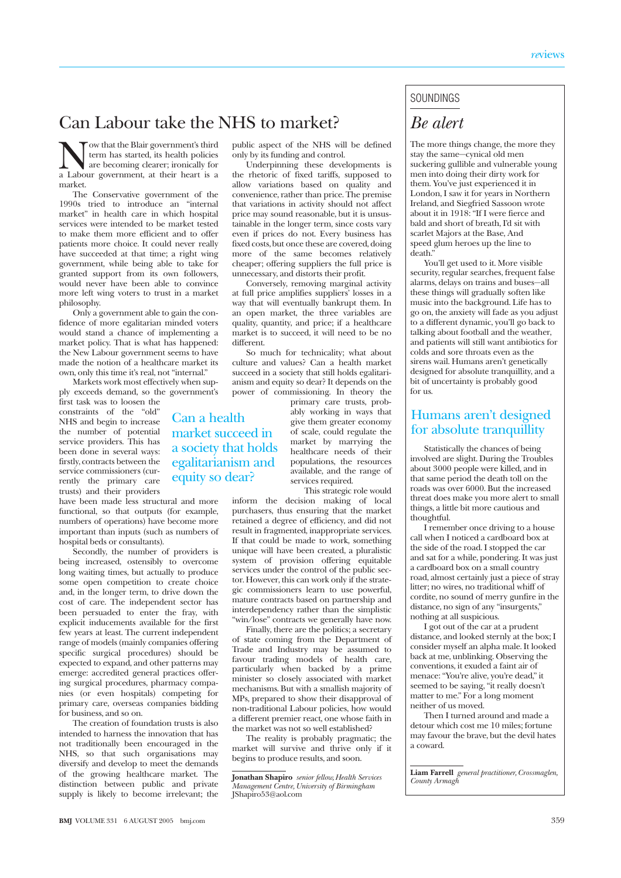# Can Labour take the NHS to market?

Now that the Blair government's third term has started, its health policies are becoming clearer; ironically for a Labour government, at their heart is a market.

The Conservative government of the 1990s tried to introduce an "internal market" in health care in which hospital services were intended to be market tested to make them more efficient and to offer patients more choice. It could never really have succeeded at that time; a right wing government, while being able to take for granted support from its own followers, would never have been able to convince more left wing voters to trust in a market philosophy.

Only a government able to gain the confidence of more egalitarian minded voters would stand a chance of implementing a market policy. That is what has happened: the New Labour government seems to have made the notion of a healthcare market its own, only this time it's real, not "internal."

Markets work most effectively when supply exceeds demand, so the government's first task was to loosen the constraints of the "old" NHS and begin to increase the number of potential service providers. This has been done in several ways: firstly, contracts between the service commissioners (currently the primary care trusts) and their providers have been made less structural and more functional, so that outputs (for example, numbers of operations) have become more important than inputs (such as numbers of hospital beds or consultants).

Secondly, the number of providers is being increased, ostensibly to overcome long waiting times, but actually to produce some open competition to create choice and, in the longer term, to drive down the cost of care. The independent sector has been persuaded to enter the fray, with explicit inducements available for the first few years at least. The current independent range of models (mainly companies offering specific surgical procedures) should be expected to expand, and other patterns may emerge: accredited general practices offering surgical procedures, pharmacy companies (or even hospitals) competing for primary care, overseas companies bidding for business, and so on.

The creation of foundation trusts is also intended to harness the innovation that has not traditionally been encouraged in the NHS, so that such organisations may diversify and develop to meet the demands of the growing healthcare market. The distinction between public and private supply is likely to become irrelevant; the public aspect of the NHS will be defined only by its funding and control.

Underpinning these developments is the rhetoric of fixed tariffs, supposed to allow variations based on quality and convenience, rather than price. The premise that variations in activity should not affect price may sound reasonable, but it is unsustainable in the longer term, since costs vary even if prices do not. Every business has fixed costs, but once these are covered, doing more of the same becomes relatively cheaper; offering suppliers the full price is unnecessary, and distorts their profit.

Conversely, removing marginal activity at full price amplifies suppliers' losses in a way that will eventually bankrupt them. In an open market, the three variables are quality, quantity, and price; if a healthcare market is to succeed, it will need to be no different.

So much for technicality; what about culture and values? Can a health market succeed in a society that still holds egalitarianism and equity so dear? It depends on the power of commissioning. In theory the primary care trusts, probably working in ways that give them greater economy of scale, could regulate the market by marrying the healthcare needs of their populations, the resources available, and the range of services required.

> Can a health market succeed in a society that holds egalitarianism and equity so dear?

This strategic role would inform the decision making of local purchasers, thus ensuring that the market retained a degree of efficiency, and did not result in fragmented, inappropriate services. If that could be made to work, something unique will have been created, a pluralistic system of provision offering equitable services under the control of the public sector. However, this can work only if the strategic commissioners learn to use powerful, mature contracts based on partnership and interdependency rather than the simplistic "win/lose" contracts we generally have now.

Finally, there are the politics; a secretary of state coming from the Department of Trade and Industry may be assumed to favour trading models of health care, particularly when backed by a prime minister so closely associated with market mechanisms. But with a smallish majority of MPs, prepared to show their disapproval of non-traditional Labour policies, how would a different premier react, one whose faith in the market was not so well established?

The reality is probably pragmatic; the market will survive and thrive only if it begins to produce results, and soon.

**Jonathan Shapiro** *senior fellow, Health Services Management Centre, University of Birmingham*
JShapiro53@aol.com

---

SOUNDINGS

## *Be alert*

The more things change, the more they stay the same—cynical old men suckering gullible and vulnerable young men into doing their dirty work for them. You've just experienced it in London, I saw it for years in Northern Ireland, and Siegfried Sassoon wrote about it in 1918: "If I were fierce and bald and short of breath, I'd sit with scarlet Majors at the Base, And speed glum heroes up the line to death."

You'll get used to it. More visible security, regular searches, frequent false alarms, delays on trains and buses—all these things will gradually soften like music into the background. Life has to go on, the anxiety will fade as you adjust to a different dynamic, you'll go back to talking about football and the weather, and patients will still want antibiotics for colds and sore throats even as the sirens wail. Humans aren't genetically designed for absolute tranquillity, and a bit of uncertainty is probably good for us.

> Humans aren't designed for absolute tranquillity

Statistically the chances of being involved are slight. During the Troubles about 3000 people were killed, and in that same period the death toll on the roads was over 6000. But the increased threat does make you more alert to small things, a little bit more cautious and thoughtful.

I remember once driving to a house call when I noticed a cardboard box at the side of the road. I stopped the car and sat for a while, pondering. It was just a cardboard box on a small country road, almost certainly just a piece of stray litter; no wires, no traditional whiff of cordite, no sound of merry gunfire in the distance, no sign of any "insurgents," nothing at all suspicious.

I got out of the car at a prudent distance, and looked sternly at the box; I consider myself an alpha male. It looked back at me, unblinking. Observing the conventions, it exuded a faint air of menace: "You're alive, you're dead," it seemed to be saying, "it really doesn't matter to me." For a long moment neither of us moved.

Then I turned around and made a detour which cost me 10 miles; fortune may favour the brave, but the devil hates a coward.

**Liam Farrell** *general practitioner, Crossmaglen, County Armagh*